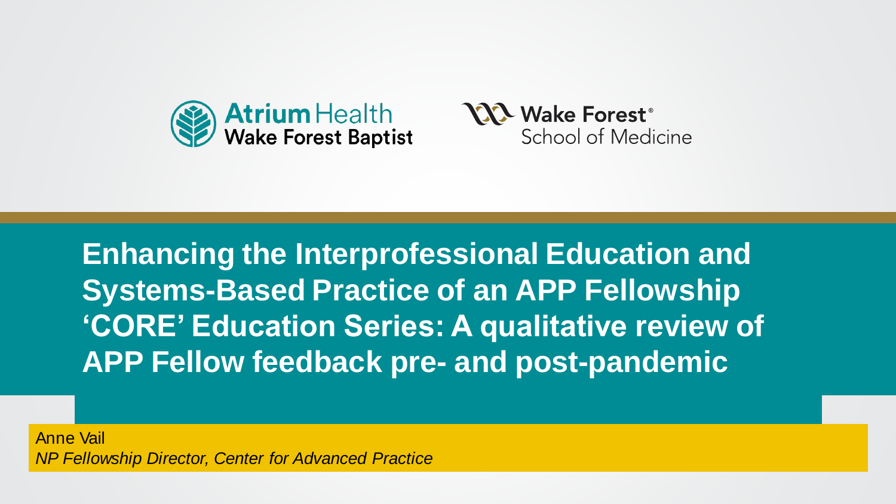Atrium Health
Wake Forest Baptist

Wake Forest®
School of Medicine

# Enhancing the Interprofessional Education and Systems-Based Practice of an APP Fellowship 'CORE' Education Series: A qualitative review of APP Fellow feedback pre- and post-pandemic

Anne Vail
*NP Fellowship Director, Center for Advanced Practice*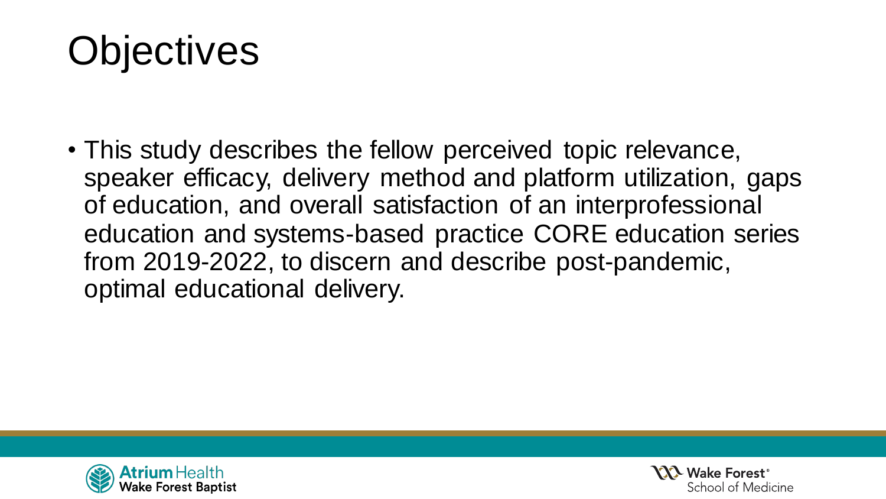# Objectives

- This study describes the fellow perceived topic relevance, speaker efficacy, delivery method and platform utilization, gaps of education, and overall satisfaction of an interprofessional education and systems-based practice CORE education series from 2019-2022, to discern and describe post-pandemic, optimal educational delivery.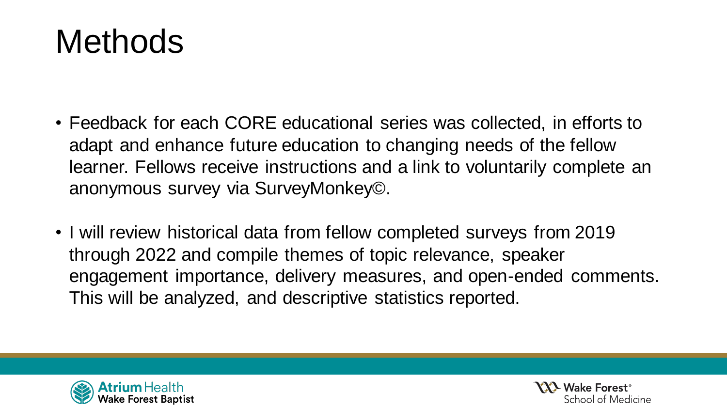# Methods

- Feedback for each CORE educational series was collected, in efforts to adapt and enhance future education to changing needs of the fellow learner. Fellows receive instructions and a link to voluntarily complete an anonymous survey via SurveyMonkey©.
- I will review historical data from fellow completed surveys from 2019 through 2022 and compile themes of topic relevance, speaker engagement importance, delivery measures, and open-ended comments. This will be analyzed, and descriptive statistics reported.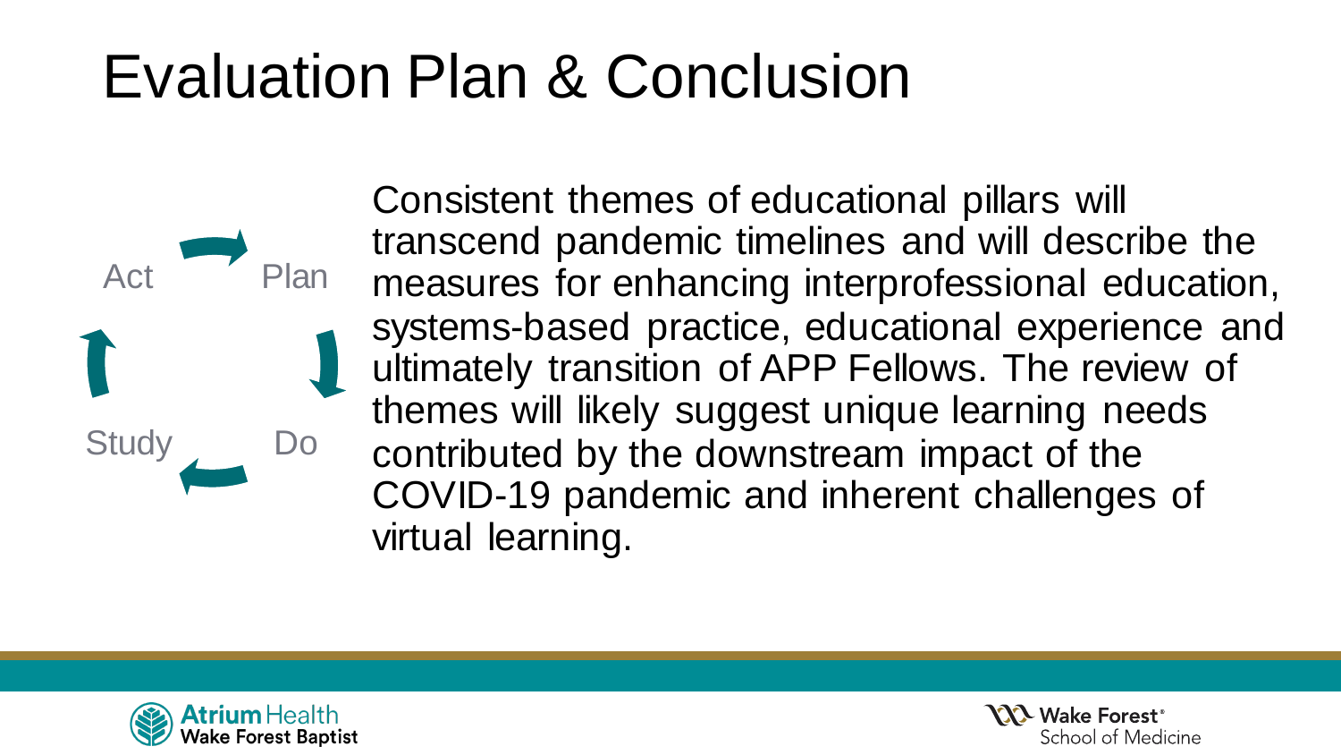# Evaluation Plan & Conclusion

Plan → Do → Study → Act

Consistent themes of educational pillars will transcend pandemic timelines and will describe the measures for enhancing interprofessional education, systems-based practice, educational experience and ultimately transition of APP Fellows. The review of themes will likely suggest unique learning needs contributed by the downstream impact of the COVID-19 pandemic and inherent challenges of virtual learning.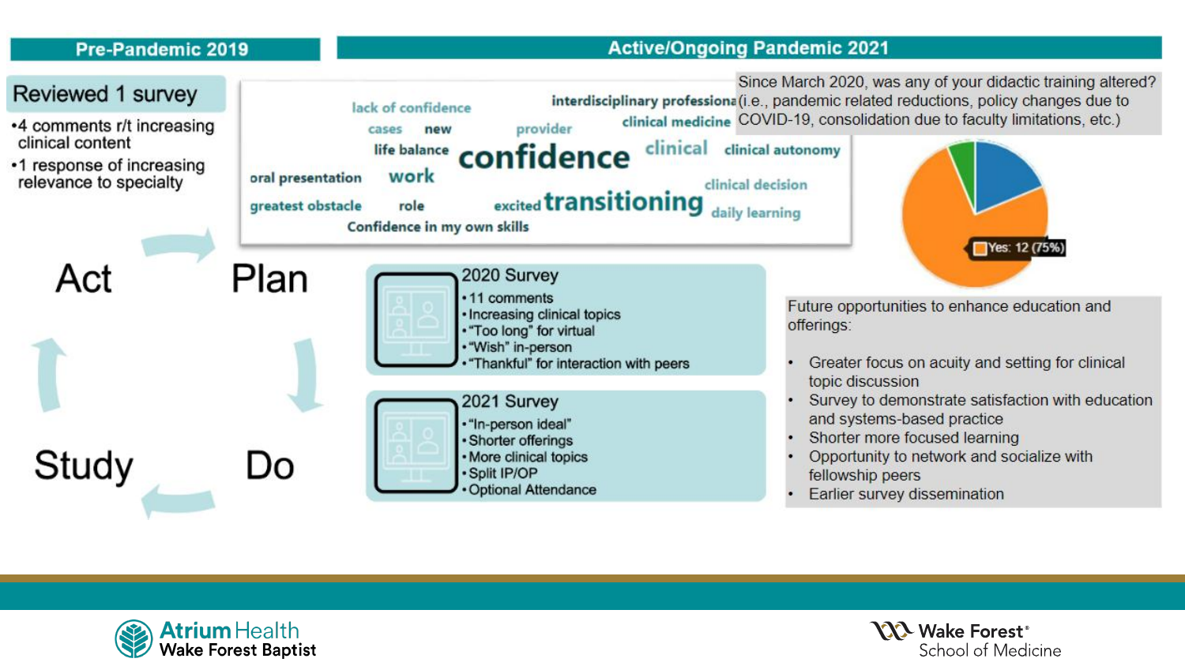## Pre-Pandemic 2019

### Reviewed 1 survey

- 4 comments r/t increasing clinical content
- 1 response of increasing relevance to specialty

Act → Plan → Do → Study

## Active/Ongoing Pandemic 2021

lack of confidence, interdisciplinary professiona, cases, new, provider, clinical medicine, life balance, confidence, clinical, clinical autonomy, oral presentation, work, clinical decision, greatest obstacle, role, excited, transitioning, daily learning, Confidence in my own skills

Since March 2020, was any of your didactic training altered? (i.e., pandemic related reductions, policy changes due to COVID-19, consolidation due to faculty limitations, etc.)

Yes: 12 (75%)

**2020 Survey**

- 11 comments
- Increasing clinical topics
- "Too long" for virtual
- "Wish" in-person
- "Thankful" for interaction with peers

**2021 Survey**

- "In-person ideal"
- Shorter offerings
- More clinical topics
- Split IP/OP
- Optional Attendance

Future opportunities to enhance education and offerings:

- Greater focus on acuity and setting for clinical topic discussion
- Survey to demonstrate satisfaction with education and systems-based practice
- Shorter more focused learning
- Opportunity to network and socialize with fellowship peers
- Earlier survey dissemination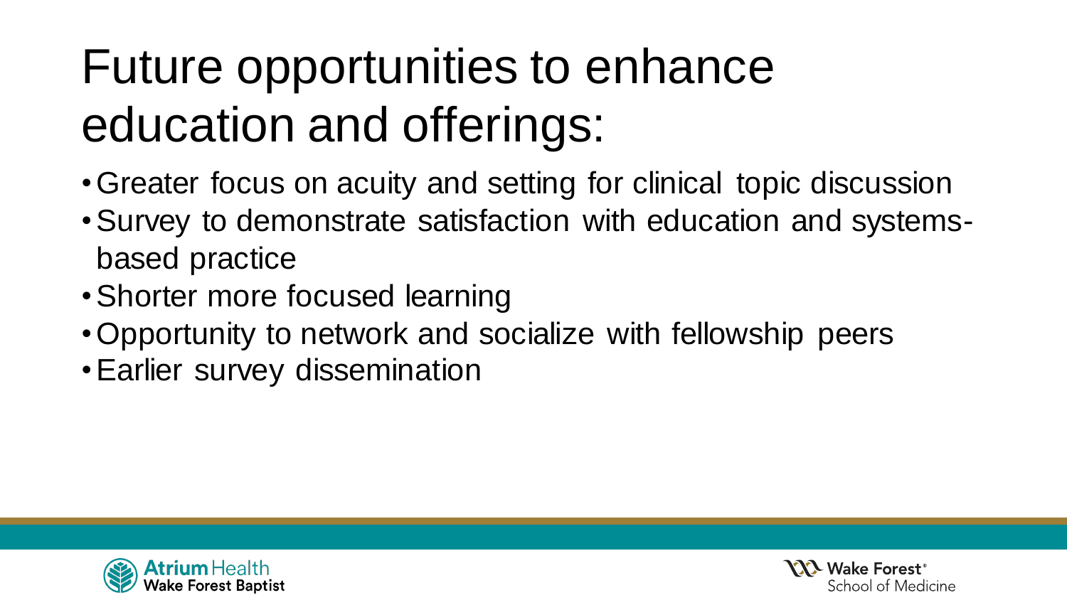# Future opportunities to enhance education and offerings:

- Greater focus on acuity and setting for clinical topic discussion
- Survey to demonstrate satisfaction with education and systems-based practice
- Shorter more focused learning
- Opportunity to network and socialize with fellowship peers
- Earlier survey dissemination